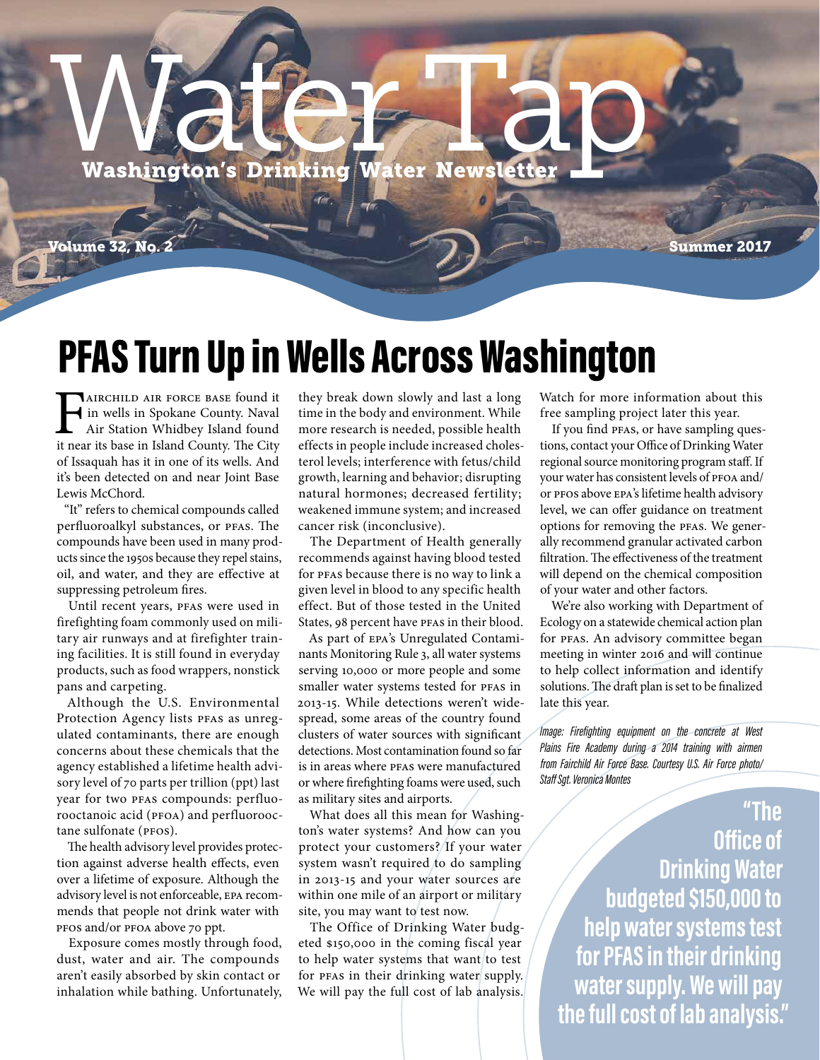# Water Tap

**Washington's Drinking Water Newsletter**

**Volume 32, No. 2** | **Summer 2017**

## PFAS Turn Up in Wells Across Washington

Fairchild Air Force Base found it in wells in Spokane County. Naval Air Station Whidbey Island found it near its base in Island County. The City of Issaquah has it in one of its wells. And it's been detected on and near Joint Base Lewis McChord.

"It" refers to chemical compounds called perfluoroalkyl substances, or PFAS. The compounds have been used in many products since the 1950s because they repel stains, oil, and water, and they are effective at suppressing petroleum fires.

Until recent years, PFAS were used in firefighting foam commonly used on military air runways and at firefighter training facilities. It is still found in everyday products, such as food wrappers, nonstick pans and carpeting.

Although the U.S. Environmental Protection Agency lists PFAS as unregulated contaminants, there are enough concerns about these chemicals that the agency established a lifetime health advisory level of 70 parts per trillion (ppt) last year for two PFAS compounds: perfluorooctanoic acid (PFOA) and perfluorooctane sulfonate (PFOS).

The health advisory level provides protection against adverse health effects, even over a lifetime of exposure. Although the advisory level is not enforceable, EPA recommends that people not drink water with PFOS and/or PFOA above 70 ppt.

Exposure comes mostly through food, dust, water and air. The compounds aren't easily absorbed by skin contact or inhalation while bathing. Unfortunately, they break down slowly and last a long time in the body and environment. While more research is needed, possible health effects in people include increased cholesterol levels; interference with fetus/child growth, learning and behavior; disrupting natural hormones; decreased fertility; weakened immune system; and increased cancer risk (inconclusive).

The Department of Health generally recommends against having blood tested for PFAS because there is no way to link a given level in blood to any specific health effect. But of those tested in the United States, 98 percent have PFAS in their blood.

As part of EPA's Unregulated Contaminants Monitoring Rule 3, all water systems serving 10,000 or more people and some smaller water systems tested for PFAS in 2013-15. While detections weren't widespread, some areas of the country found clusters of water sources with significant detections. Most contamination found so far is in areas where PFAS were manufactured or where firefighting foams were used, such as military sites and airports.

What does all this mean for Washington's water systems? And how can you protect your customers? If your water system wasn't required to do sampling in 2013-15 and your water sources are within one mile of an airport or military site, you may want to test now.

The Office of Drinking Water budgeted $150,000 in the coming fiscal year to help water systems that want to test for PFAS in their drinking water supply. We will pay the full cost of lab analysis. Watch for more information about this free sampling project later this year.

If you find PFAS, or have sampling questions, contact your Office of Drinking Water regional source monitoring program staff. If your water has consistent levels of PFOA and/or PFOS above EPA's lifetime health advisory level, we can offer guidance on treatment options for removing the PFAS. We generally recommend granular activated carbon filtration. The effectiveness of the treatment will depend on the chemical composition of your water and other factors.

We're also working with Department of Ecology on a statewide chemical action plan for PFAS. An advisory committee began meeting in winter 2016 and will continue to help collect information and identify solutions. The draft plan is set to be finalized late this year.

*Image: Firefighting equipment on the concrete at West Plains Fire Academy during a 2014 training with airmen from Fairchild Air Force Base. Courtesy U.S. Air Force photo/ Staff Sgt. Veronica Montes*

> **"The Office of Drinking Water budgeted $150,000 to help water systems test for PFAS in their drinking water supply. We will pay the full cost of lab analysis."**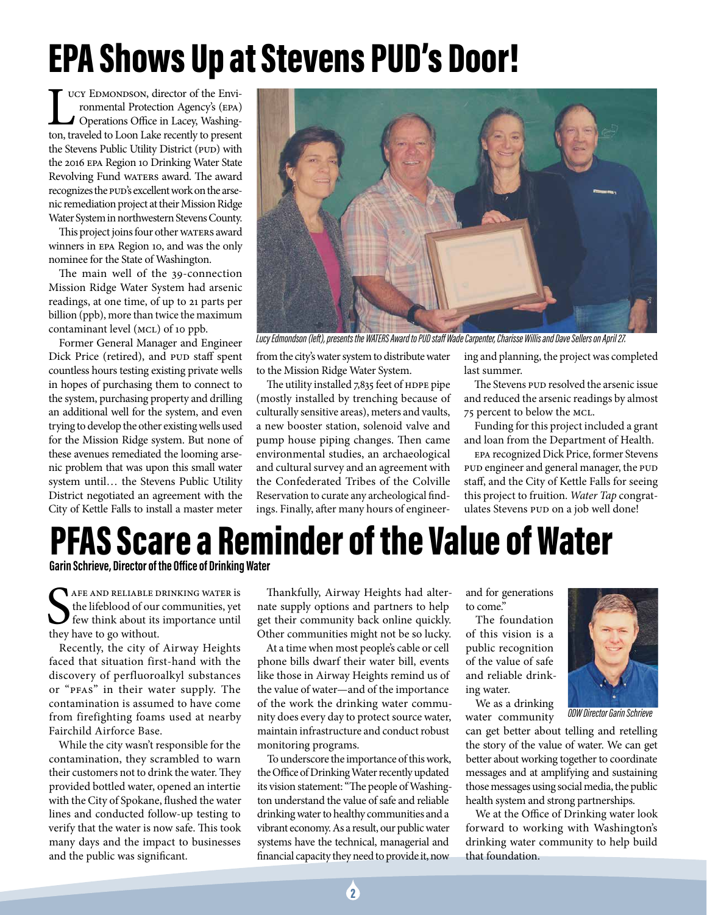# EPA Shows Up at Stevens PUD's Door!

Lucy Edmondson, director of the Environmental Protection Agency's (EPA) Operations Office in Lacey, Washington, traveled to Loon Lake recently to present the Stevens Public Utility District (PUD) with the 2016 EPA Region 10 Drinking Water State Revolving Fund WATERS award. The award recognizes the PUD's excellent work on the arsenic remediation project at their Mission Ridge Water System in northwestern Stevens County.

This project joins four other WATERS award winners in EPA Region 10, and was the only nominee for the State of Washington.

The main well of the 39-connection Mission Ridge Water System had arsenic readings, at one time, of up to 21 parts per billion (ppb), more than twice the maximum contaminant level (MCL) of 10 ppb.

Former General Manager and Engineer Dick Price (retired), and PUD staff spent countless hours testing existing private wells in hopes of purchasing them to connect to the system, purchasing property and drilling an additional well for the system, and even trying to develop the other existing wells used for the Mission Ridge system. But none of these avenues remediated the looming arsenic problem that was upon this small water system until… the Stevens Public Utility District negotiated an agreement with the City of Kettle Falls to install a master meter from the city's water system to distribute water to the Mission Ridge Water System.

*Lucy Edmondson (left), presents the WATERS Award to PUD staff Wade Carpenter, Charisse Willis and Dave Sellers on April 27.*

The utility installed 7,835 feet of HDPE pipe (mostly installed by trenching because of culturally sensitive areas), meters and vaults, a new booster station, solenoid valve and pump house piping changes. Then came environmental studies, an archaeological and cultural survey and an agreement with the Confederated Tribes of the Colville Reservation to curate any archeological findings. Finally, after many hours of engineering and planning, the project was completed last summer.

The Stevens PUD resolved the arsenic issue and reduced the arsenic readings by almost 75 percent to below the MCL.

Funding for this project included a grant and loan from the Department of Health.

EPA recognized Dick Price, former Stevens PUD engineer and general manager, the PUD staff, and the City of Kettle Falls for seeing this project to fruition. *Water Tap* congratulates Stevens PUD on a job well done!

# PFAS Scare a Reminder of the Value of Water

**Garin Schrieve, Director of the Office of Drinking Water**

Safe and reliable drinking water is the lifeblood of our communities, yet few think about its importance until they have to go without.

Recently, the city of Airway Heights faced that situation first-hand with the discovery of perfluoroalkyl substances or "PFAS" in their water supply. The contamination is assumed to have come from firefighting foams used at nearby Fairchild Airforce Base.

While the city wasn't responsible for the contamination, they scrambled to warn their customers not to drink the water. They provided bottled water, opened an intertie with the City of Spokane, flushed the water lines and conducted follow-up testing to verify that the water is now safe. This took many days and the impact to businesses and the public was significant.

Thankfully, Airway Heights had alternate supply options and partners to help get their community back online quickly. Other communities might not be so lucky.

At a time when most people's cable or cell phone bills dwarf their water bill, events like those in Airway Heights remind us of the value of water—and of the importance of the work the drinking water community does every day to protect source water, maintain infrastructure and conduct robust monitoring programs.

To underscore the importance of this work, the Office of Drinking Water recently updated its vision statement: "The people of Washington understand the value of safe and reliable drinking water to healthy communities and a vibrant economy. As a result, our public water systems have the technical, managerial and financial capacity they need to provide it, now and for generations to come."

The foundation of this vision is a public recognition of the value of safe and reliable drinking water.

*ODW Director Garin Schrieve*

We as a drinking water community can get better about telling and retelling the story of the value of water. We can get better about working together to coordinate messages and at amplifying and sustaining those messages using social media, the public health system and strong partnerships.

We at the Office of Drinking water look forward to working with Washington's drinking water community to help build that foundation.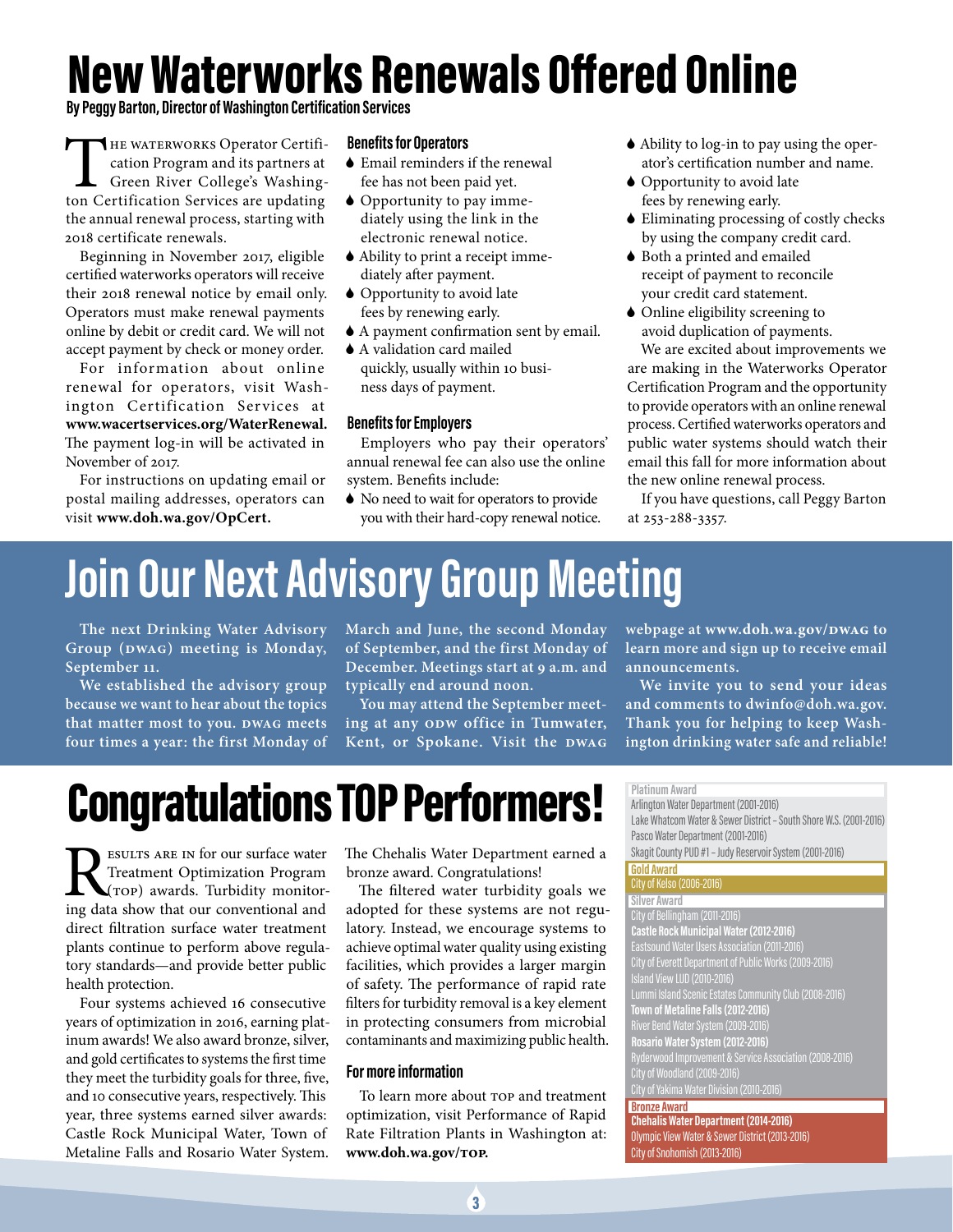# New Waterworks Renewals Offered Online

**By Peggy Barton, Director of Washington Certification Services**

The waterworks Operator Certification Program and its partners at Green River College's Washington Certification Services are updating the annual renewal process, starting with 2018 certificate renewals.

Beginning in November 2017, eligible certified waterworks operators will receive their 2018 renewal notice by email only. Operators must make renewal payments online by debit or credit card. We will not accept payment by check or money order.

For information about online renewal for operators, visit Washington Certification Services at **www.wacertservices.org/WaterRenewal.** The payment log-in will be activated in November of 2017.

For instructions on updating email or postal mailing addresses, operators can visit **www.doh.wa.gov/OpCert.**

### Benefits for Operators

- Email reminders if the renewal fee has not been paid yet.
- Opportunity to pay immediately using the link in the electronic renewal notice.
- Ability to print a receipt immediately after payment.
- Opportunity to avoid late fees by renewing early.
- A payment confirmation sent by email.
- A validation card mailed quickly, usually within 10 business days of payment.

### Benefits for Employers

Employers who pay their operators' annual renewal fee can also use the online system. Benefits include:

- No need to wait for operators to provide you with their hard-copy renewal notice.
- Ability to log-in to pay using the operator's certification number and name.
- Opportunity to avoid late fees by renewing early.
- Eliminating processing of costly checks by using the company credit card.
- Both a printed and emailed receipt of payment to reconcile your credit card statement.
- Online eligibility screening to avoid duplication of payments.

We are excited about improvements we are making in the Waterworks Operator Certification Program and the opportunity to provide operators with an online renewal process. Certified waterworks operators and public water systems should watch their email this fall for more information about the new online renewal process.

If you have questions, call Peggy Barton at 253-288-3357.

# Join Our Next Advisory Group Meeting

**The next Drinking Water Advisory Group (DWAG) meeting is Monday, September 11.**

**We established the advisory group because we want to hear about the topics that matter most to you. DWAG meets four times a year: the first Monday of March and June, the second Monday of September, and the first Monday of December. Meetings start at 9 a.m. and typically end around noon.**

**You may attend the September meeting at any ODW office in Tumwater, Kent, or Spokane. Visit the DWAG webpage at www.doh.wa.gov/DWAG to learn more and sign up to receive email announcements.**

**We invite you to send your ideas and comments to dwinfo@doh.wa.gov. Thank you for helping to keep Washington drinking water safe and reliable!**

# Congratulations TOP Performers!

Results are in for our surface water Treatment Optimization Program (TOP) awards. Turbidity monitoring data show that our conventional and direct filtration surface water treatment plants continue to perform above regulatory standards—and provide better public health protection.

Four systems achieved 16 consecutive years of optimization in 2016, earning platinum awards! We also award bronze, silver, and gold certificates to systems the first time they meet the turbidity goals for three, five, and 10 consecutive years, respectively. This year, three systems earned silver awards: Castle Rock Municipal Water, Town of Metaline Falls and Rosario Water System. The Chehalis Water Department earned a bronze award. Congratulations!

The filtered water turbidity goals we adopted for these systems are not regulatory. Instead, we encourage systems to achieve optimal water quality using existing facilities, which provides a larger margin of safety. The performance of rapid rate filters for turbidity removal is a key element in protecting consumers from microbial contaminants and maximizing public health.

### For more information

To learn more about TOP and treatment optimization, visit Performance of Rapid Rate Filtration Plants in Washington at: **www.doh.wa.gov/TOP.**

| Award | System |
|---|---|
| **Platinum Award** | Arlington Water Department (2001-2016) |
| | Lake Whatcom Water & Sewer District – South Shore W.S. (2001-2016) |
| | Pasco Water Department (2001-2016) |
| | Skagit County PUD #1 – Judy Reservoir System (2001-2016) |
| **Gold Award** | City of Kelso (2006-2016) |
| **Silver Award** | City of Bellingham (2011-2016) |
| | **Castle Rock Municipal Water (2012-2016)** |
| | Eastsound Water Users Association (2011-2016) |
| | City of Everett Department of Public Works (2009-2016) |
| | Island View LUD (2010-2016) |
| | Lummi Island Scenic Estates Community Club (2008-2016) |
| | **Town of Metaline Falls (2012-2016)** |
| | River Bend Water System (2009-2016) |
| | **Rosario Water System (2012-2016)** |
| | Ryderwood Improvement & Service Association (2008-2016) |
| | City of Woodland (2009-2016) |
| | City of Yakima Water Division (2010-2016) |
| **Bronze Award** | **Chehalis Water Department (2014-2016)** |
| | Olympic View Water & Sewer District (2013-2016) |
| | City of Snohomish (2013-2016) |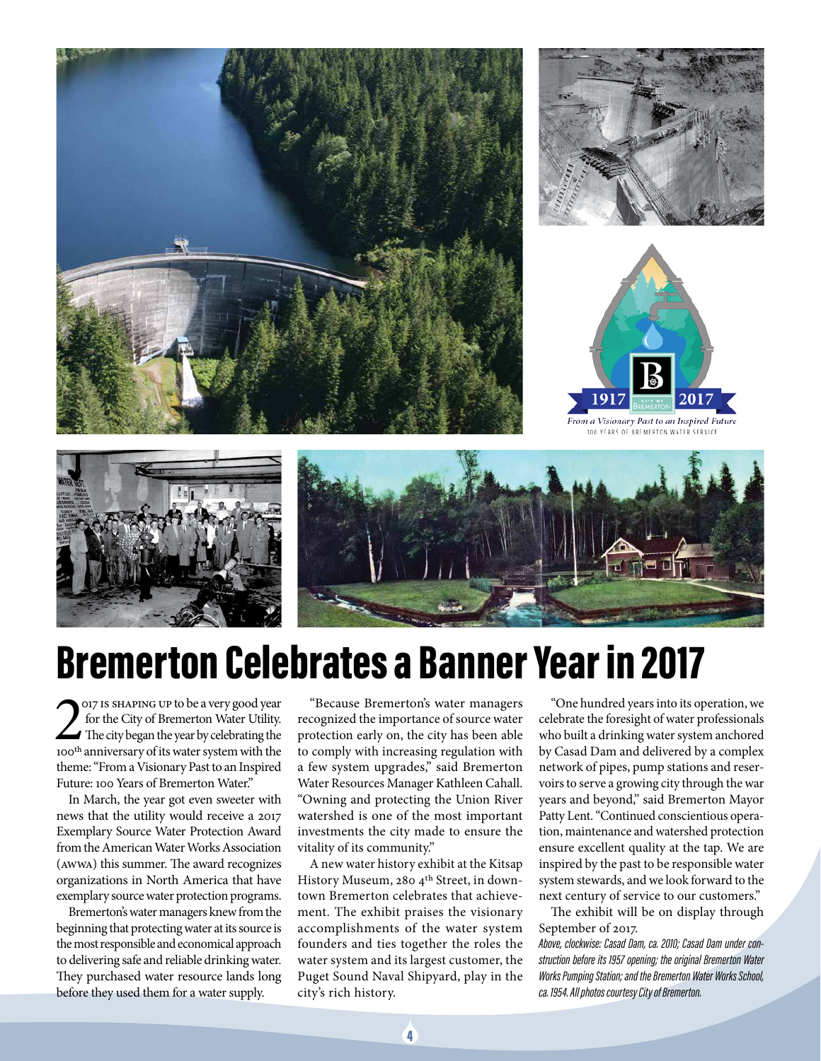# Bremerton Celebrates a Banner Year in 2017

2017 is shaping up to be a very good year for the City of Bremerton Water Utility. The city began the year by celebrating the 100th anniversary of its water system with the theme: "From a Visionary Past to an Inspired Future: 100 Years of Bremerton Water."

In March, the year got even sweeter with news that the utility would receive a 2017 Exemplary Source Water Protection Award from the American Water Works Association (AWWA) this summer. The award recognizes organizations in North America that have exemplary source water protection programs.

Bremerton's water managers knew from the beginning that protecting water at its source is the most responsible and economical approach to delivering safe and reliable drinking water. They purchased water resource lands long before they used them for a water supply.

"Because Bremerton's water managers recognized the importance of source water protection early on, the city has been able to comply with increasing regulation with a few system upgrades," said Bremerton Water Resources Manager Kathleen Cahall. "Owning and protecting the Union River watershed is one of the most important investments the city made to ensure the vitality of its community."

A new water history exhibit at the Kitsap History Museum, 280 4th Street, in downtown Bremerton celebrates that achievement. The exhibit praises the visionary accomplishments of the water system founders and ties together the roles the water system and its largest customer, the Puget Sound Naval Shipyard, play in the city's rich history.

"One hundred years into its operation, we celebrate the foresight of water professionals who built a drinking water system anchored by Casad Dam and delivered by a complex network of pipes, pump stations and reservoirs to serve a growing city through the war years and beyond," said Bremerton Mayor Patty Lent. "Continued conscientious operation, maintenance and watershed protection ensure excellent quality at the tap. We are inspired by the past to be responsible water system stewards, and we look forward to the next century of service to our customers."

The exhibit will be on display through September of 2017.

*Above, clockwise: Casad Dam, ca. 2010; Casad Dam under construction before its 1957 opening; the original Bremerton Water Works Pumping Station; and the Bremerton Water Works School, ca. 1954. All photos courtesy City of Bremerton.*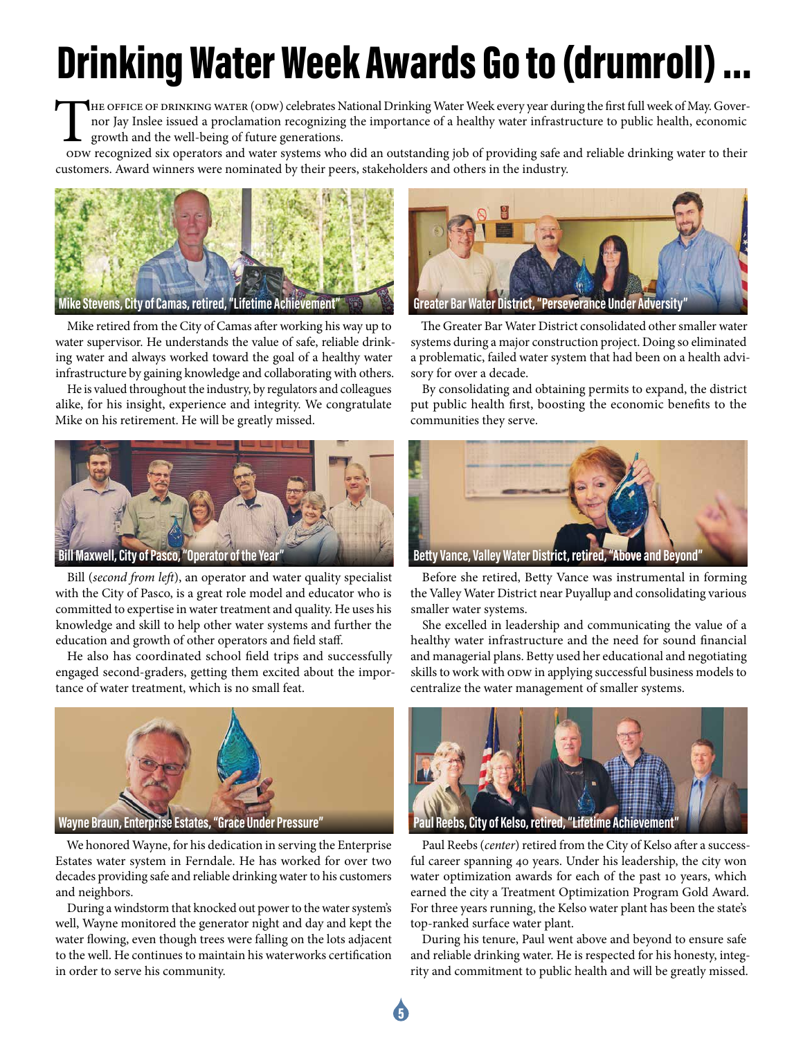# Drinking Water Week Awards Go to (drumroll) ...

The Office of Drinking Water (ODW) celebrates National Drinking Water Week every year during the first full week of May. Governor Jay Inslee issued a proclamation recognizing the importance of a healthy water infrastructure to public health, economic growth and the well-being of future generations.

ODW recognized six operators and water systems who did an outstanding job of providing safe and reliable drinking water to their customers. Award winners were nominated by their peers, stakeholders and others in the industry.

**Mike Stevens, City of Camas, retired, "Lifetime Achievement"**

Mike retired from the City of Camas after working his way up to water supervisor. He understands the value of safe, reliable drinking water and always worked toward the goal of a healthy water infrastructure by gaining knowledge and collaborating with others.

He is valued throughout the industry, by regulators and colleagues alike, for his insight, experience and integrity. We congratulate Mike on his retirement. He will be greatly missed.

**Bill Maxwell, City of Pasco, "Operator of the Year"**

Bill (*second from left*), an operator and water quality specialist with the City of Pasco, is a great role model and educator who is committed to expertise in water treatment and quality. He uses his knowledge and skill to help other water systems and further the education and growth of other operators and field staff.

He also has coordinated school field trips and successfully engaged second-graders, getting them excited about the importance of water treatment, which is no small feat.

**Wayne Braun, Enterprise Estates, "Grace Under Pressure"**

We honored Wayne, for his dedication in serving the Enterprise Estates water system in Ferndale. He has worked for over two decades providing safe and reliable drinking water to his customers and neighbors.

During a windstorm that knocked out power to the water system's well, Wayne monitored the generator night and day and kept the water flowing, even though trees were falling on the lots adjacent to the well. He continues to maintain his waterworks certification in order to serve his community.

**Greater Bar Water District, "Perseverance Under Adversity"**

The Greater Bar Water District consolidated other smaller water systems during a major construction project. Doing so eliminated a problematic, failed water system that had been on a health advisory for over a decade.

By consolidating and obtaining permits to expand, the district put public health first, boosting the economic benefits to the communities they serve.

**Betty Vance, Valley Water District, retired, "Above and Beyond"**

Before she retired, Betty Vance was instrumental in forming the Valley Water District near Puyallup and consolidating various smaller water systems.

She excelled in leadership and communicating the value of a healthy water infrastructure and the need for sound financial and managerial plans. Betty used her educational and negotiating skills to work with ODW in applying successful business models to centralize the water management of smaller systems.

**Paul Reebs, City of Kelso, retired, "Lifetime Achievement"**

Paul Reebs (*center*) retired from the City of Kelso after a successful career spanning 40 years. Under his leadership, the city won water optimization awards for each of the past 10 years, which earned the city a Treatment Optimization Program Gold Award. For three years running, the Kelso water plant has been the state's top-ranked surface water plant.

During his tenure, Paul went above and beyond to ensure safe and reliable drinking water. He is respected for his honesty, integrity and commitment to public health and will be greatly missed.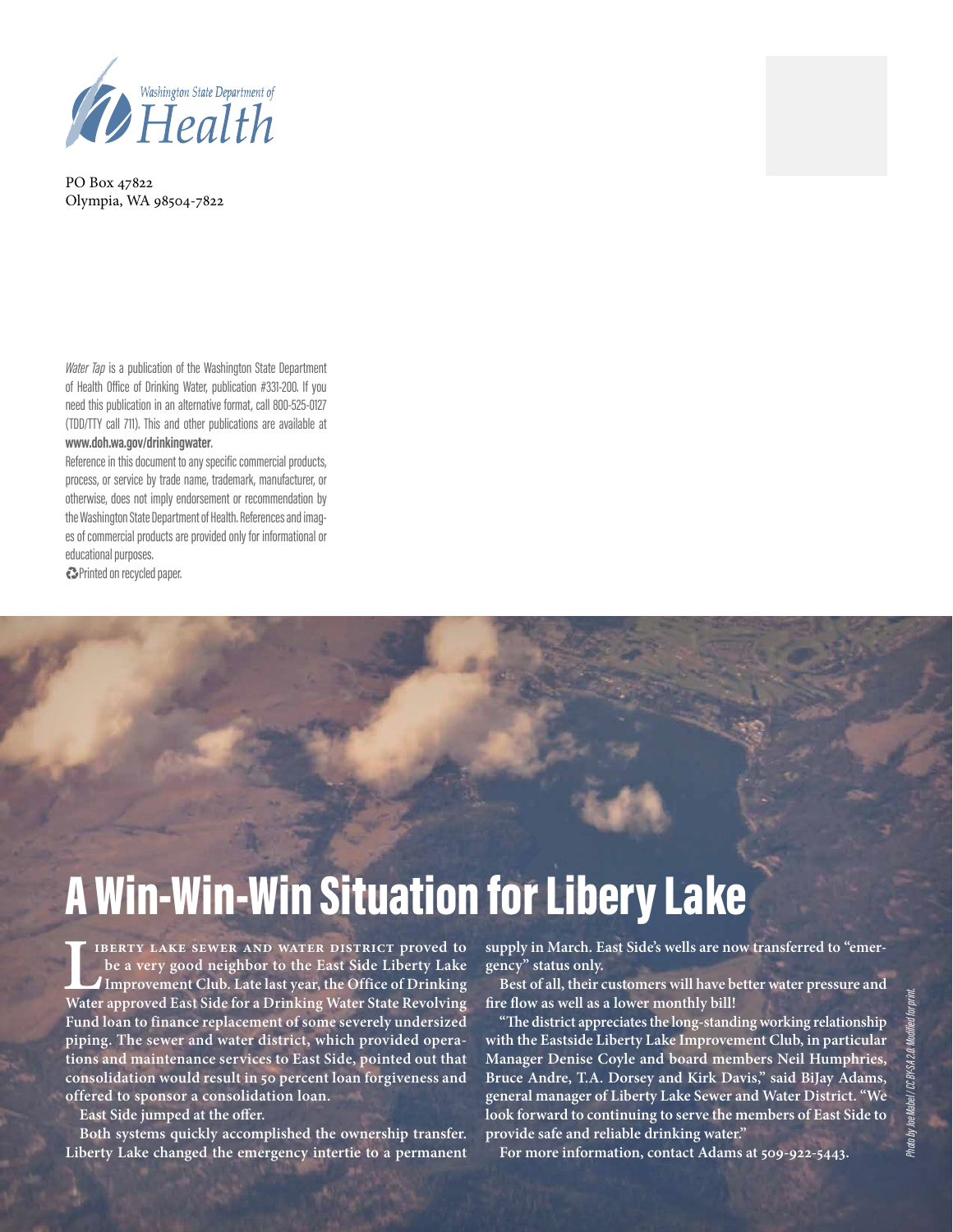Washington State Department of Health

PO Box 47822
Olympia, WA 98504-7822

*Water Tap* is a publication of the Washington State Department of Health Office of Drinking Water, publication #331-200. If you need this publication in an alternative format, call 800-525-0127 (TDD/TTY call 711). This and other publications are available at **www.doh.wa.gov/drinkingwater**.

Reference in this document to any specific commercial products, process, or service by trade name, trademark, manufacturer, or otherwise, does not imply endorsement or recommendation by the Washington State Department of Health. References and images of commercial products are provided only for informational or educational purposes.

♻Printed on recycled paper.

# A Win-Win-Win Situation for Libery Lake

**Liberty Lake Sewer and Water District proved to be a very good neighbor to the East Side Liberty Lake Improvement Club. Late last year, the Office of Drinking Water approved East Side for a Drinking Water State Revolving Fund loan to finance replacement of some severely undersized piping. The sewer and water district, which provided operations and maintenance services to East Side, pointed out that consolidation would result in 50 percent loan forgiveness and offered to sponsor a consolidation loan.**

**East Side jumped at the offer.**

**Both systems quickly accomplished the ownership transfer. Liberty Lake changed the emergency intertie to a permanent supply in March. East Side's wells are now transferred to "emergency" status only.**

**Best of all, their customers will have better water pressure and fire flow as well as a lower monthly bill!**

**"The district appreciates the long-standing working relationship with the Eastside Liberty Lake Improvement Club, in particular Manager Denise Coyle and board members Neil Humphries, Bruce Andre, T.A. Dorsey and Kirk Davis," said BiJay Adams, general manager of Liberty Lake Sewer and Water District. "We look forward to continuing to serve the members of East Side to provide safe and reliable drinking water."**

**For more information, contact Adams at 509-922-5443.**

*Photo by Joe Mabel / CC BY-SA 2.0. Modified for print.*